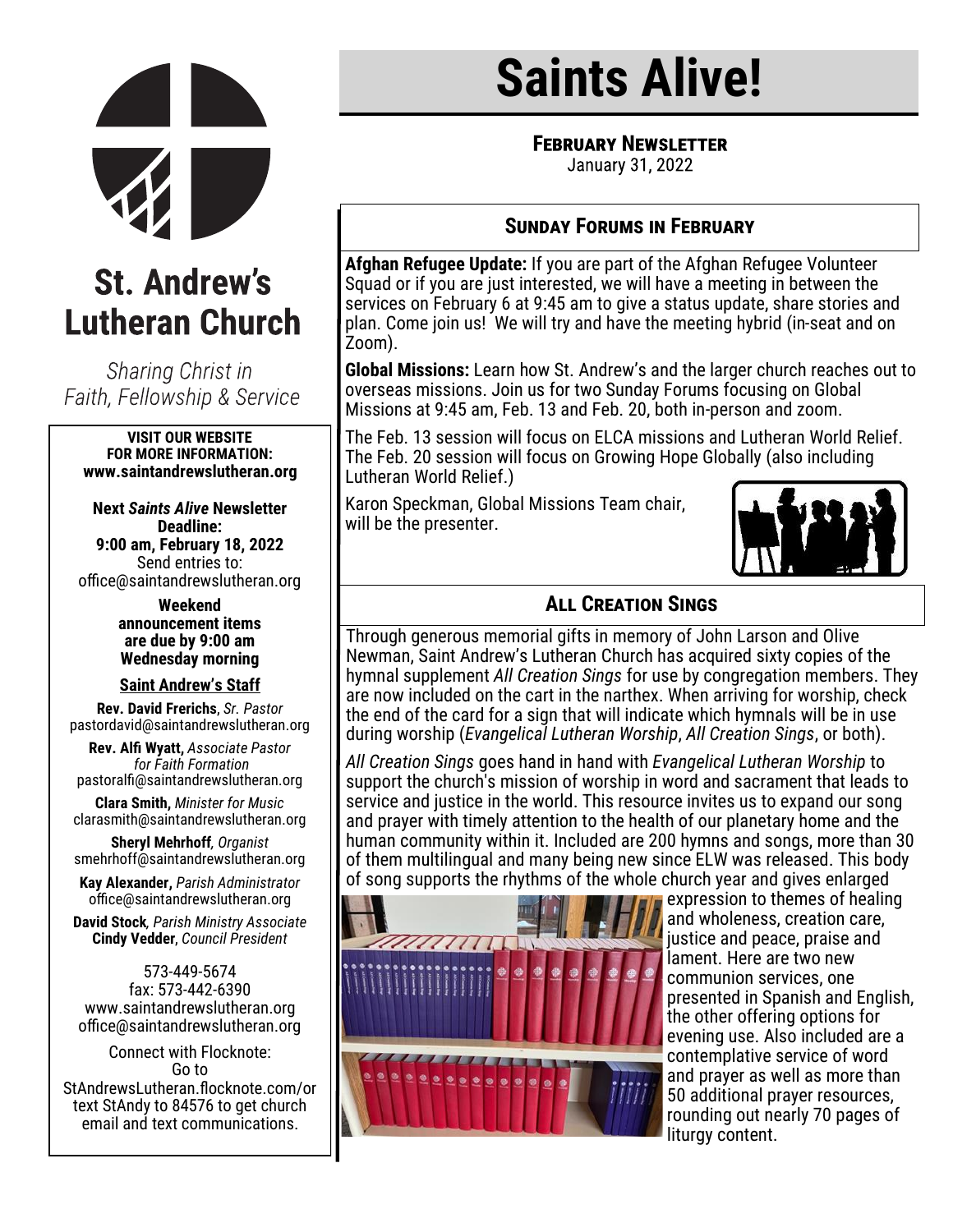# Saints Alive!

**February Newsletter**
January 31, 2022

# St. Andrew's Lutheran Church

*Sharing Christ in Faith, Fellowship & Service*

**VISIT OUR WEBSITE FOR MORE INFORMATION: www.saintandrewslutheran.org**

**Next *Saints Alive* Newsletter Deadline: 9:00 am, February 18, 2022**
Send entries to: office@saintandrewslutheran.org

**Weekend announcement items are due by 9:00 am Wednesday morning**

**Saint Andrew's Staff**

**Rev. David Frerichs**, *Sr. Pastor*
pastordavid@saintandrewslutheran.org

**Rev. Alfi Wyatt,** *Associate Pastor for Faith Formation*
pastoralfi@saintandrewslutheran.org

**Clara Smith,** *Minister for Music*
clarasmith@saintandrewslutheran.org

**Sheryl Mehrhoff***, Organist*
smehrhoff@saintandrewslutheran.org

**Kay Alexander,** *Parish Administrator*
office@saintandrewslutheran.org

**David Stock***, Parish Ministry Associate*
**Cindy Vedder**, *Council President*

573-449-5674
fax: 573-442-6390
www.saintandrewslutheran.org
office@saintandrewslutheran.org

Connect with Flocknote:
Go to StAndrewsLutheran.flocknote.com/or text StAndy to 84576 to get church email and text communications.

## Sunday Forums in February

**Afghan Refugee Update:** If you are part of the Afghan Refugee Volunteer Squad or if you are just interested, we will have a meeting in between the services on February 6 at 9:45 am to give a status update, share stories and plan. Come join us! We will try and have the meeting hybrid (in-seat and on Zoom).

**Global Missions:** Learn how St. Andrew's and the larger church reaches out to overseas missions. Join us for two Sunday Forums focusing on Global Missions at 9:45 am, Feb. 13 and Feb. 20, both in-person and zoom.

The Feb. 13 session will focus on ELCA missions and Lutheran World Relief. The Feb. 20 session will focus on Growing Hope Globally (also including Lutheran World Relief.)

Karon Speckman, Global Missions Team chair, will be the presenter.

## All Creation Sings

Through generous memorial gifts in memory of John Larson and Olive Newman, Saint Andrew's Lutheran Church has acquired sixty copies of the hymnal supplement *All Creation Sings* for use by congregation members. They are now included on the cart in the narthex. When arriving for worship, check the end of the card for a sign that will indicate which hymnals will be in use during worship (*Evangelical Lutheran Worship*, *All Creation Sings*, or both).

*All Creation Sings* goes hand in hand with *Evangelical Lutheran Worship* to support the church's mission of worship in word and sacrament that leads to service and justice in the world. This resource invites us to expand our song and prayer with timely attention to the health of our planetary home and the human community within it. Included are 200 hymns and songs, more than 30 of them multilingual and many being new since ELW was released. This body of song supports the rhythms of the whole church year and gives enlarged expression to themes of healing and wholeness, creation care, justice and peace, praise and lament. Here are two new communion services, one presented in Spanish and English, the other offering options for evening use. Also included are a contemplative service of word and prayer as well as more than 50 additional prayer resources, rounding out nearly 70 pages of liturgy content.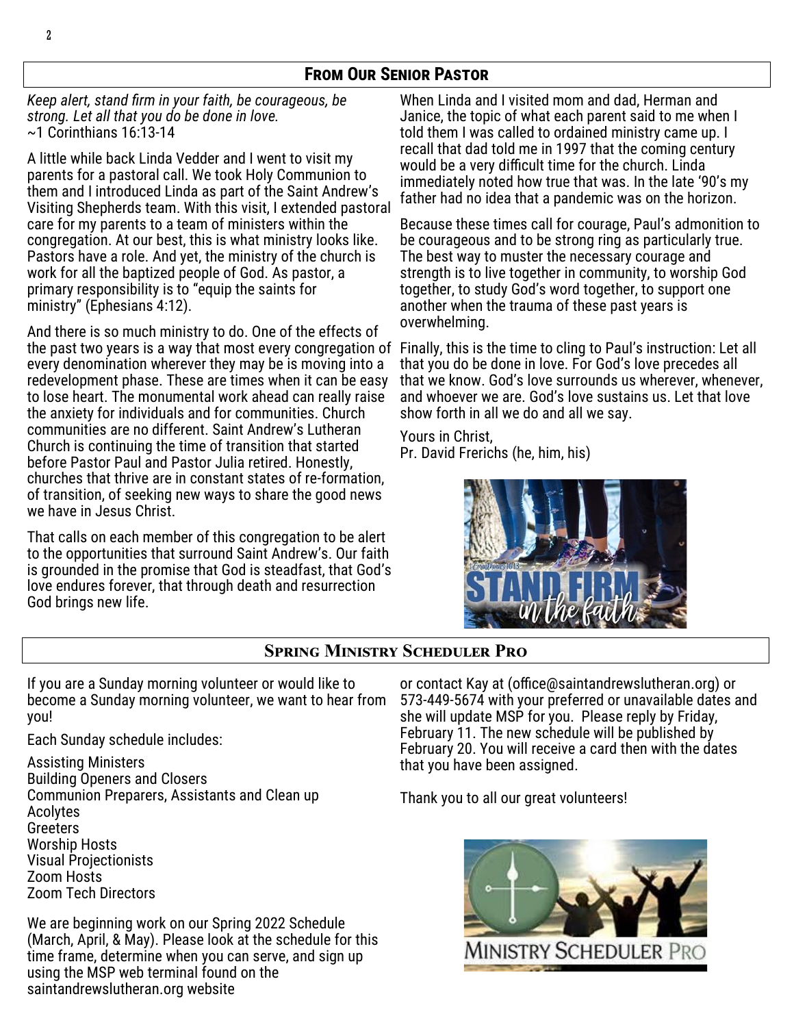## From Our Senior Pastor

*Keep alert, stand firm in your faith, be courageous, be strong. Let all that you do be done in love.*
~1 Corinthians 16:13-14

A little while back Linda Vedder and I went to visit my parents for a pastoral call. We took Holy Communion to them and I introduced Linda as part of the Saint Andrew's Visiting Shepherds team. With this visit, I extended pastoral care for my parents to a team of ministers within the congregation. At our best, this is what ministry looks like. Pastors have a role. And yet, the ministry of the church is work for all the baptized people of God. As pastor, a primary responsibility is to "equip the saints for ministry" (Ephesians 4:12).

And there is so much ministry to do. One of the effects of the past two years is a way that most every congregation of every denomination wherever they may be is moving into a redevelopment phase. These are times when it can be easy to lose heart. The monumental work ahead can really raise the anxiety for individuals and for communities. Church communities are no different. Saint Andrew's Lutheran Church is continuing the time of transition that started before Pastor Paul and Pastor Julia retired. Honestly, churches that thrive are in constant states of re-formation, of transition, of seeking new ways to share the good news we have in Jesus Christ.

That calls on each member of this congregation to be alert to the opportunities that surround Saint Andrew's. Our faith is grounded in the promise that God is steadfast, that God's love endures forever, that through death and resurrection God brings new life.

When Linda and I visited mom and dad, Herman and Janice, the topic of what each parent said to me when I told them I was called to ordained ministry came up. I recall that dad told me in 1997 that the coming century would be a very difficult time for the church. Linda immediately noted how true that was. In the late '90's my father had no idea that a pandemic was on the horizon.

Because these times call for courage, Paul's admonition to be courageous and to be strong ring as particularly true. The best way to muster the necessary courage and strength is to live together in community, to worship God together, to study God's word together, to support one another when the trauma of these past years is overwhelming.

Finally, this is the time to cling to Paul's instruction: Let all that you do be done in love. For God's love precedes all that we know. God's love surrounds us wherever, whenever, and whoever we are. God's love sustains us. Let that love show forth in all we do and all we say.

Yours in Christ,
Pr. David Frerichs (he, him, his)

## Spring Ministry Scheduler Pro

If you are a Sunday morning volunteer or would like to become a Sunday morning volunteer, we want to hear from you!

Each Sunday schedule includes:

Assisting Ministers
Building Openers and Closers
Communion Preparers, Assistants and Clean up
Acolytes
Greeters
Worship Hosts
Visual Projectionists
Zoom Hosts
Zoom Tech Directors

We are beginning work on our Spring 2022 Schedule (March, April, & May). Please look at the schedule for this time frame, determine when you can serve, and sign up using the MSP web terminal found on the saintandrewslutheran.org website or contact Kay at (office@saintandrewslutheran.org) or 573-449-5674 with your preferred or unavailable dates and she will update MSP for you. Please reply by Friday, February 11. The new schedule will be published by February 20. You will receive a card then with the dates that you have been assigned.

Thank you to all our great volunteers!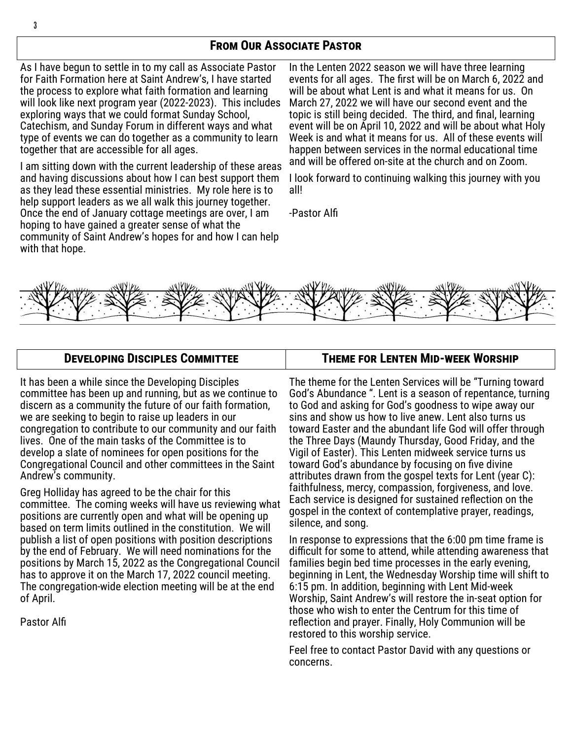## From Our Associate Pastor

As I have begun to settle in to my call as Associate Pastor for Faith Formation here at Saint Andrew's, I have started the process to explore what faith formation and learning will look like next program year (2022-2023). This includes exploring ways that we could format Sunday School, Catechism, and Sunday Forum in different ways and what type of events we can do together as a community to learn together that are accessible for all ages.

I am sitting down with the current leadership of these areas and having discussions about how I can best support them as they lead these essential ministries. My role here is to help support leaders as we all walk this journey together. Once the end of January cottage meetings are over, I am hoping to have gained a greater sense of what the community of Saint Andrew's hopes for and how I can help with that hope.

In the Lenten 2022 season we will have three learning events for all ages. The first will be on March 6, 2022 and will be about what Lent is and what it means for us. On March 27, 2022 we will have our second event and the topic is still being decided. The third, and final, learning event will be on April 10, 2022 and will be about what Holy Week is and what it means for us. All of these events will happen between services in the normal educational time and will be offered on-site at the church and on Zoom.

I look forward to continuing walking this journey with you all!

-Pastor Alfi

## Developing Disciples Committee

It has been a while since the Developing Disciples committee has been up and running, but as we continue to discern as a community the future of our faith formation, we are seeking to begin to raise up leaders in our congregation to contribute to our community and our faith lives. One of the main tasks of the Committee is to develop a slate of nominees for open positions for the Congregational Council and other committees in the Saint Andrew's community.

Greg Holliday has agreed to be the chair for this committee. The coming weeks will have us reviewing what positions are currently open and what will be opening up based on term limits outlined in the constitution. We will publish a list of open positions with position descriptions by the end of February. We will need nominations for the positions by March 15, 2022 as the Congregational Council has to approve it on the March 17, 2022 council meeting. The congregation-wide election meeting will be at the end of April.

Pastor Alfi

## Theme for Lenten Mid-week Worship

The theme for the Lenten Services will be "Turning toward God's Abundance ". Lent is a season of repentance, turning to God and asking for God's goodness to wipe away our sins and show us how to live anew. Lent also turns us toward Easter and the abundant life God will offer through the Three Days (Maundy Thursday, Good Friday, and the Vigil of Easter). This Lenten midweek service turns us toward God's abundance by focusing on five divine attributes drawn from the gospel texts for Lent (year C): faithfulness, mercy, compassion, forgiveness, and love. Each service is designed for sustained reflection on the gospel in the context of contemplative prayer, readings, silence, and song.

In response to expressions that the 6:00 pm time frame is difficult for some to attend, while attending awareness that families begin bed time processes in the early evening, beginning in Lent, the Wednesday Worship time will shift to 6:15 pm. In addition, beginning with Lent Mid-week Worship, Saint Andrew's will restore the in-seat option for those who wish to enter the Centrum for this time of reflection and prayer. Finally, Holy Communion will be restored to this worship service.

Feel free to contact Pastor David with any questions or concerns.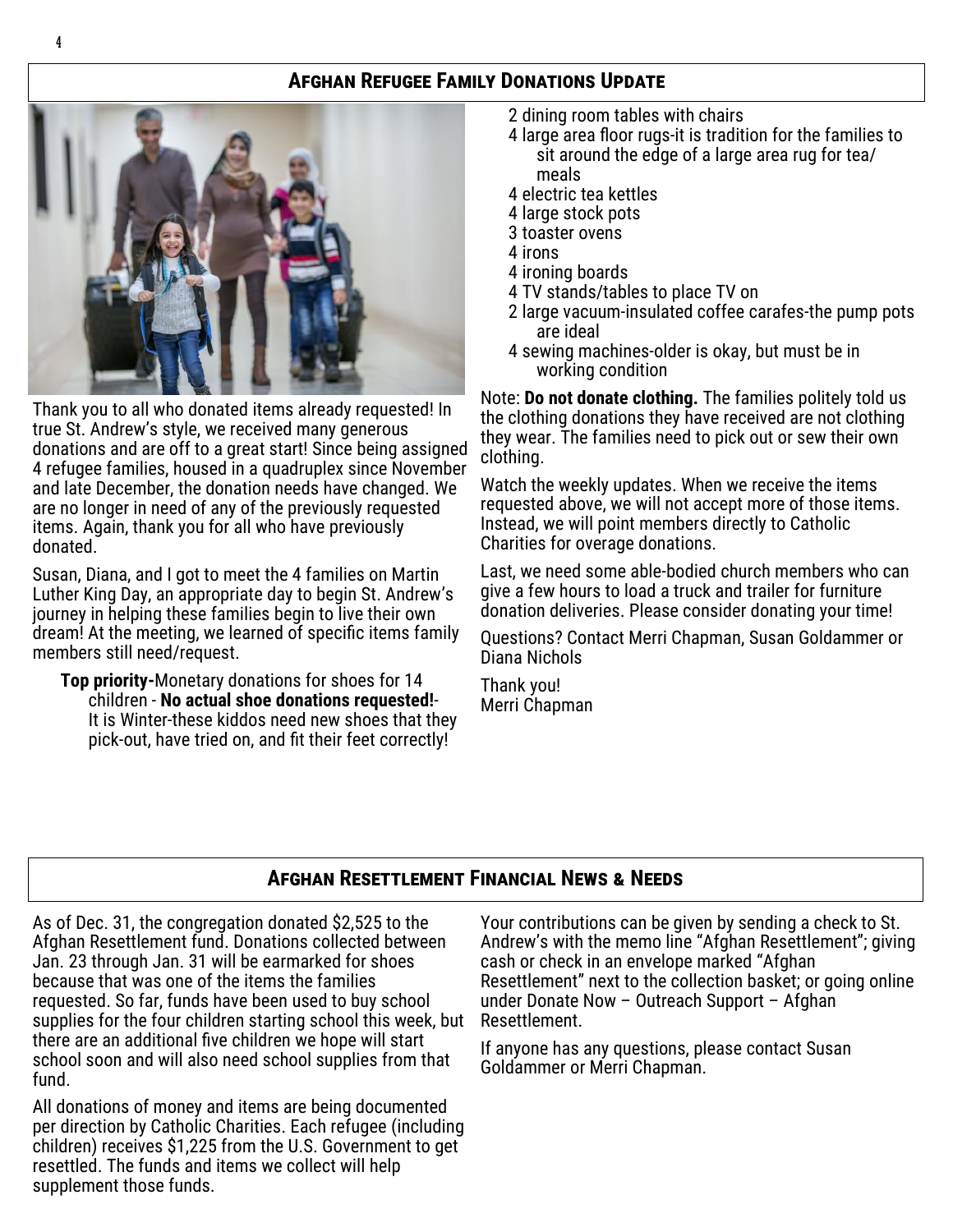## Afghan Refugee Family Donations Update

Thank you to all who donated items already requested! In true St. Andrew's style, we received many generous donations and are off to a great start! Since being assigned 4 refugee families, housed in a quadruplex since November and late December, the donation needs have changed. We are no longer in need of any of the previously requested items. Again, thank you for all who have previously donated.

Susan, Diana, and I got to meet the 4 families on Martin Luther King Day, an appropriate day to begin St. Andrew's journey in helping these families begin to live their own dream! At the meeting, we learned of specific items family members still need/request.

- **Top priority-**Monetary donations for shoes for 14 children - **No actual shoe donations requested!**- It is Winter-these kiddos need new shoes that they pick-out, have tried on, and fit their feet correctly!
- 2 dining room tables with chairs
- 4 large area floor rugs-it is tradition for the families to sit around the edge of a large area rug for tea/ meals
- 4 electric tea kettles
- 4 large stock pots
- 3 toaster ovens
- 4 irons
- 4 ironing boards
- 4 TV stands/tables to place TV on
- 2 large vacuum-insulated coffee carafes-the pump pots are ideal
- 4 sewing machines-older is okay, but must be in working condition

Note: **Do not donate clothing.** The families politely told us the clothing donations they have received are not clothing they wear. The families need to pick out or sew their own clothing.

Watch the weekly updates. When we receive the items requested above, we will not accept more of those items. Instead, we will point members directly to Catholic Charities for overage donations.

Last, we need some able-bodied church members who can give a few hours to load a truck and trailer for furniture donation deliveries. Please consider donating your time!

Questions? Contact Merri Chapman, Susan Goldammer or Diana Nichols

Thank you!
Merri Chapman

## Afghan Resettlement Financial News & Needs

As of Dec. 31, the congregation donated $2,525 to the Afghan Resettlement fund. Donations collected between Jan. 23 through Jan. 31 will be earmarked for shoes because that was one of the items the families requested. So far, funds have been used to buy school supplies for the four children starting school this week, but there are an additional five children we hope will start school soon and will also need school supplies from that fund.

All donations of money and items are being documented per direction by Catholic Charities. Each refugee (including children) receives $1,225 from the U.S. Government to get resettled. The funds and items we collect will help supplement those funds.

Your contributions can be given by sending a check to St. Andrew's with the memo line "Afghan Resettlement"; giving cash or check in an envelope marked "Afghan Resettlement" next to the collection basket; or going online under Donate Now – Outreach Support – Afghan Resettlement.

If anyone has any questions, please contact Susan Goldammer or Merri Chapman.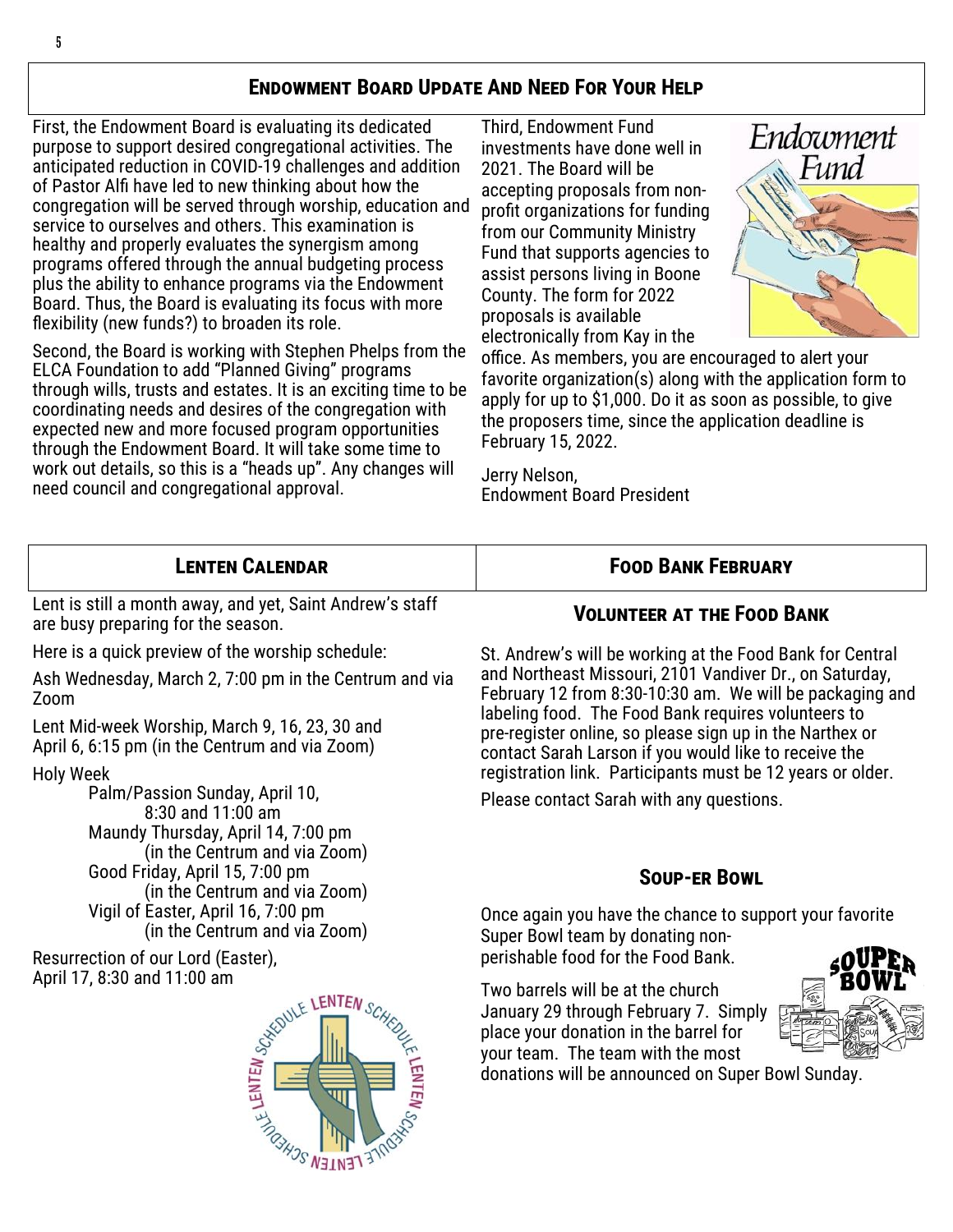## Endowment Board Update And Need For Your Help

First, the Endowment Board is evaluating its dedicated purpose to support desired congregational activities. The anticipated reduction in COVID-19 challenges and addition of Pastor Alfi have led to new thinking about how the congregation will be served through worship, education and service to ourselves and others. This examination is healthy and properly evaluates the synergism among programs offered through the annual budgeting process plus the ability to enhance programs via the Endowment Board. Thus, the Board is evaluating its focus with more flexibility (new funds?) to broaden its role.

Second, the Board is working with Stephen Phelps from the ELCA Foundation to add "Planned Giving" programs through wills, trusts and estates. It is an exciting time to be coordinating needs and desires of the congregation with expected new and more focused program opportunities through the Endowment Board. It will take some time to work out details, so this is a "heads up". Any changes will need council and congregational approval.

Third, Endowment Fund investments have done well in 2021. The Board will be accepting proposals from non-profit organizations for funding from our Community Ministry Fund that supports agencies to assist persons living in Boone County. The form for 2022 proposals is available electronically from Kay in the office. As members, you are encouraged to alert your favorite organization(s) along with the application form to apply for up to $1,000. Do it as soon as possible, to give the proposers time, since the application deadline is February 15, 2022.

Jerry Nelson,
Endowment Board President

## Lenten Calendar

Lent is still a month away, and yet, Saint Andrew's staff are busy preparing for the season.

Here is a quick preview of the worship schedule:

Ash Wednesday, March 2, 7:00 pm in the Centrum and via Zoom

Lent Mid-week Worship, March 9, 16, 23, 30 and April 6, 6:15 pm (in the Centrum and via Zoom)

Holy Week

- Palm/Passion Sunday, April 10, 8:30 and 11:00 am
- Maundy Thursday, April 14, 7:00 pm (in the Centrum and via Zoom)
- Good Friday, April 15, 7:00 pm (in the Centrum and via Zoom)
- Vigil of Easter, April 16, 7:00 pm (in the Centrum and via Zoom)

Resurrection of our Lord (Easter), April 17, 8:30 and 11:00 am

## Food Bank February

### Volunteer at the Food Bank

St. Andrew's will be working at the Food Bank for Central and Northeast Missouri, 2101 Vandiver Dr., on Saturday, February 12 from 8:30-10:30 am. We will be packaging and labeling food. The Food Bank requires volunteers to pre-register online, so please sign up in the Narthex or contact Sarah Larson if you would like to receive the registration link. Participants must be 12 years or older.

Please contact Sarah with any questions.

### Soup-er Bowl

Once again you have the chance to support your favorite Super Bowl team by donating non-perishable food for the Food Bank.

Two barrels will be at the church January 29 through February 7. Simply place your donation in the barrel for your team. The team with the most donations will be announced on Super Bowl Sunday.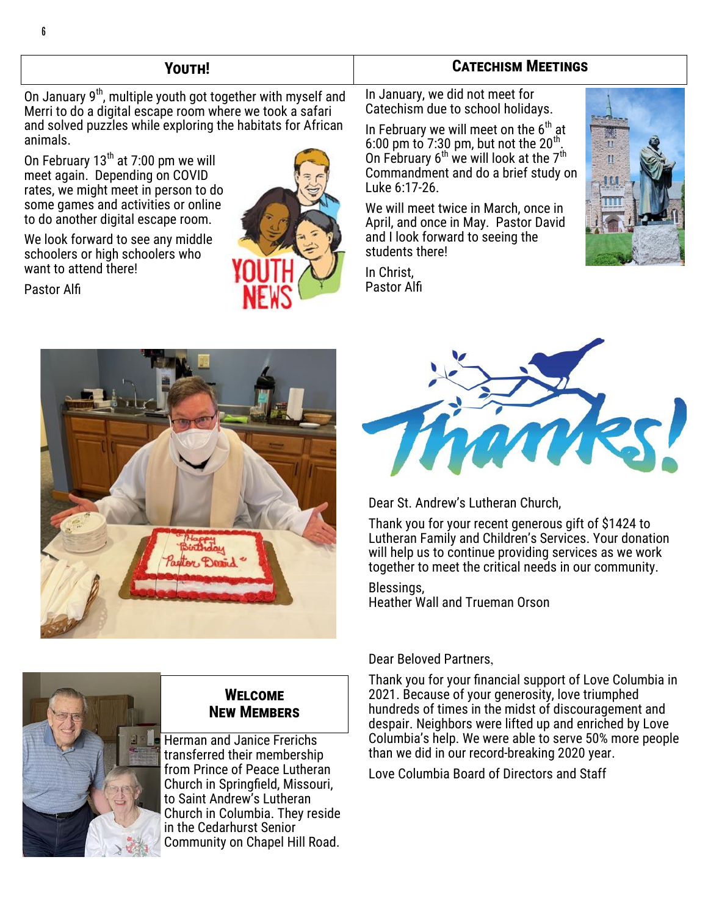## Youth!

On January 9th, multiple youth got together with myself and Merri to do a digital escape room where we took a safari and solved puzzles while exploring the habitats for African animals.

On February 13th at 7:00 pm we will meet again. Depending on COVID rates, we might meet in person to do some games and activities or online to do another digital escape room.

We look forward to see any middle schoolers or high schoolers who want to attend there!

Pastor Alfi

## Catechism Meetings

In January, we did not meet for Catechism due to school holidays.

In February we will meet on the 6th at 6:00 pm to 7:30 pm, but not the 20th. On February 6th we will look at the 7th Commandment and do a brief study on Luke 6:17-26.

We will meet twice in March, once in April, and once in May. Pastor David and I look forward to seeing the students there!

In Christ,
Pastor Alfi

## Thanks!

Dear St. Andrew's Lutheran Church,

Thank you for your recent generous gift of $1424 to Lutheran Family and Children's Services. Your donation will help us to continue providing services as we work together to meet the critical needs in our community.

Blessings,
Heather Wall and Trueman Orson

Dear Beloved Partners,

Thank you for your financial support of Love Columbia in 2021. Because of your generosity, love triumphed hundreds of times in the midst of discouragement and despair. Neighbors were lifted up and enriched by Love Columbia's help. We were able to serve 50% more people than we did in our record-breaking 2020 year.

Love Columbia Board of Directors and Staff

## Welcome New Members

Herman and Janice Frerichs transferred their membership from Prince of Peace Lutheran Church in Springfield, Missouri, to Saint Andrew's Lutheran Church in Columbia. They reside in the Cedarhurst Senior Community on Chapel Hill Road.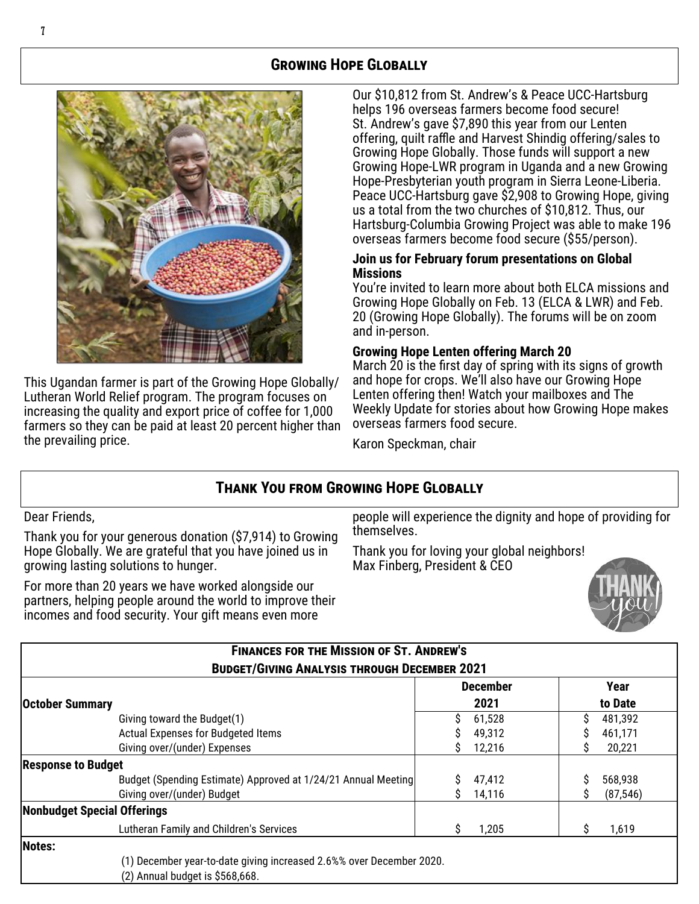## Growing Hope Globally

This Ugandan farmer is part of the Growing Hope Globally/ Lutheran World Relief program. The program focuses on increasing the quality and export price of coffee for 1,000 farmers so they can be paid at least 20 percent higher than the prevailing price.

Our $10,812 from St. Andrew's & Peace UCC-Hartsburg helps 196 overseas farmers become food secure! St. Andrew's gave $7,890 this year from our Lenten offering, quilt raffle and Harvest Shindig offering/sales to Growing Hope Globally. Those funds will support a new Growing Hope-LWR program in Uganda and a new Growing Hope-Presbyterian youth program in Sierra Leone-Liberia. Peace UCC-Hartsburg gave $2,908 to Growing Hope, giving us a total from the two churches of $10,812. Thus, our Hartsburg-Columbia Growing Project was able to make 196 overseas farmers become food secure ($55/person).

**Join us for February forum presentations on Global Missions**

You're invited to learn more about both ELCA missions and Growing Hope Globally on Feb. 13 (ELCA & LWR) and Feb. 20 (Growing Hope Globally). The forums will be on zoom and in-person.

**Growing Hope Lenten offering March 20**

March 20 is the first day of spring with its signs of growth and hope for crops. We'll also have our Growing Hope Lenten offering then! Watch your mailboxes and The Weekly Update for stories about how Growing Hope makes overseas farmers food secure.

Karon Speckman, chair

## Thank You from Growing Hope Globally

Dear Friends,

Thank you for your generous donation ($7,914) to Growing Hope Globally. We are grateful that you have joined us in growing lasting solutions to hunger.

For more than 20 years we have worked alongside our partners, helping people around the world to improve their incomes and food security. Your gift means even more people will experience the dignity and hope of providing for themselves.

Thank you for loving your global neighbors!
Max Finberg, President & CEO

## Finances for the Mission of St. Andrew's
### Budget/Giving Analysis through December 2021

| October Summary | December 2021 | Year to Date |
|---|---|---|
| Giving toward the Budget(1) | $ 61,528 | $ 481,392 |
| Actual Expenses for Budgeted Items | $ 49,312 | $ 461,171 |
| Giving over/(under) Expenses | $ 12,216 | $ 20,221 |
| **Response to Budget** | | |
| Budget (Spending Estimate) Approved at 1/24/21 Annual Meeting | $ 47,412 | $ 568,938 |
| Giving over/(under) Budget | $ 14,116 | $ (87,546) |
| **Nonbudget Special Offerings** | | |
| Lutheran Family and Children's Services | $ 1,205 | $ 1,619 |

**Notes:**

(1) December year-to-date giving increased 2.6%% over December 2020.
(2) Annual budget is $568,668.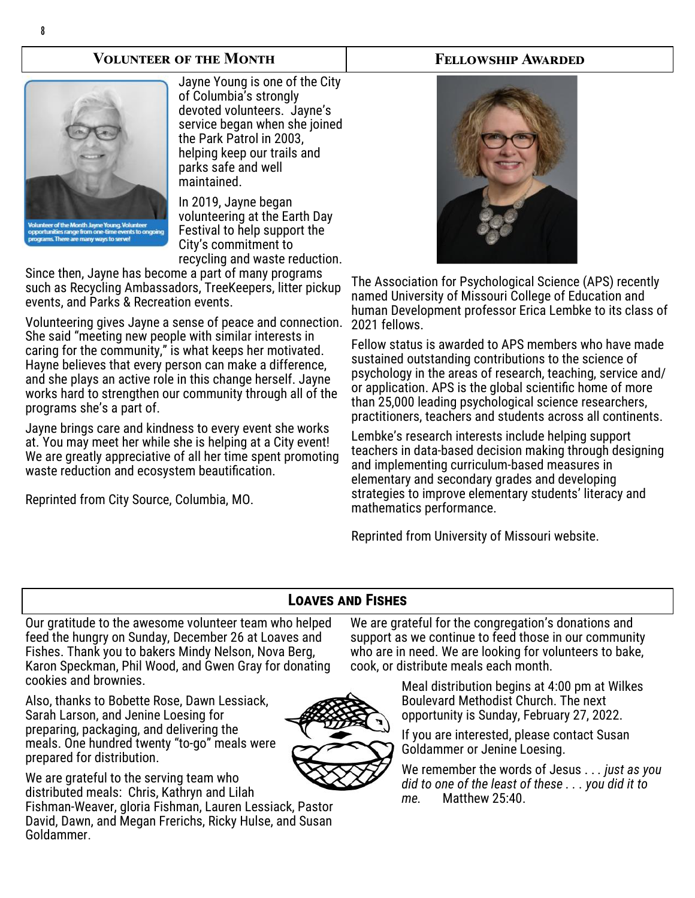## Volunteer of the Month

Volunteer of the Month Jayne Young. Volunteer opportunities range from one-time events to ongoing programs. There are many ways to serve!

Jayne Young is one of the City of Columbia's strongly devoted volunteers. Jayne's service began when she joined the Park Patrol in 2003, helping keep our trails and parks safe and well maintained.

In 2019, Jayne began volunteering at the Earth Day Festival to help support the City's commitment to recycling and waste reduction. Since then, Jayne has become a part of many programs such as Recycling Ambassadors, TreeKeepers, litter pickup events, and Parks & Recreation events.

Volunteering gives Jayne a sense of peace and connection. She said "meeting new people with similar interests in caring for the community," is what keeps her motivated. Hayne believes that every person can make a difference, and she plays an active role in this change herself. Jayne works hard to strengthen our community through all of the programs she's a part of.

Jayne brings care and kindness to every event she works at. You may meet her while she is helping at a City event! We are greatly appreciative of all her time spent promoting waste reduction and ecosystem beautification.

Reprinted from City Source, Columbia, MO.

## Fellowship Awarded

The Association for Psychological Science (APS) recently named University of Missouri College of Education and human Development professor Erica Lembke to its class of 2021 fellows.

Fellow status is awarded to APS members who have made sustained outstanding contributions to the science of psychology in the areas of research, teaching, service and/or application. APS is the global scientific home of more than 25,000 leading psychological science researchers, practitioners, teachers and students across all continents.

Lembke's research interests include helping support teachers in data-based decision making through designing and implementing curriculum-based measures in elementary and secondary grades and developing strategies to improve elementary students' literacy and mathematics performance.

Reprinted from University of Missouri website.

## Loaves and Fishes

Our gratitude to the awesome volunteer team who helped feed the hungry on Sunday, December 26 at Loaves and Fishes. Thank you to bakers Mindy Nelson, Nova Berg, Karon Speckman, Phil Wood, and Gwen Gray for donating cookies and brownies.

Also, thanks to Bobette Rose, Dawn Lessiack, Sarah Larson, and Jenine Loesing for preparing, packaging, and delivering the meals. One hundred twenty "to-go" meals were prepared for distribution.

We are grateful to the serving team who distributed meals: Chris, Kathryn and Lilah Fishman-Weaver, gloria Fishman, Lauren Lessiack, Pastor David, Dawn, and Megan Frerichs, Ricky Hulse, and Susan Goldammer.

We are grateful for the congregation's donations and support as we continue to feed those in our community who are in need. We are looking for volunteers to bake, cook, or distribute meals each month.

Meal distribution begins at 4:00 pm at Wilkes Boulevard Methodist Church. The next opportunity is Sunday, February 27, 2022.

If you are interested, please contact Susan Goldammer or Jenine Loesing.

We remember the words of Jesus . . . *just as you did to one of the least of these . . . you did it to me.* Matthew 25:40.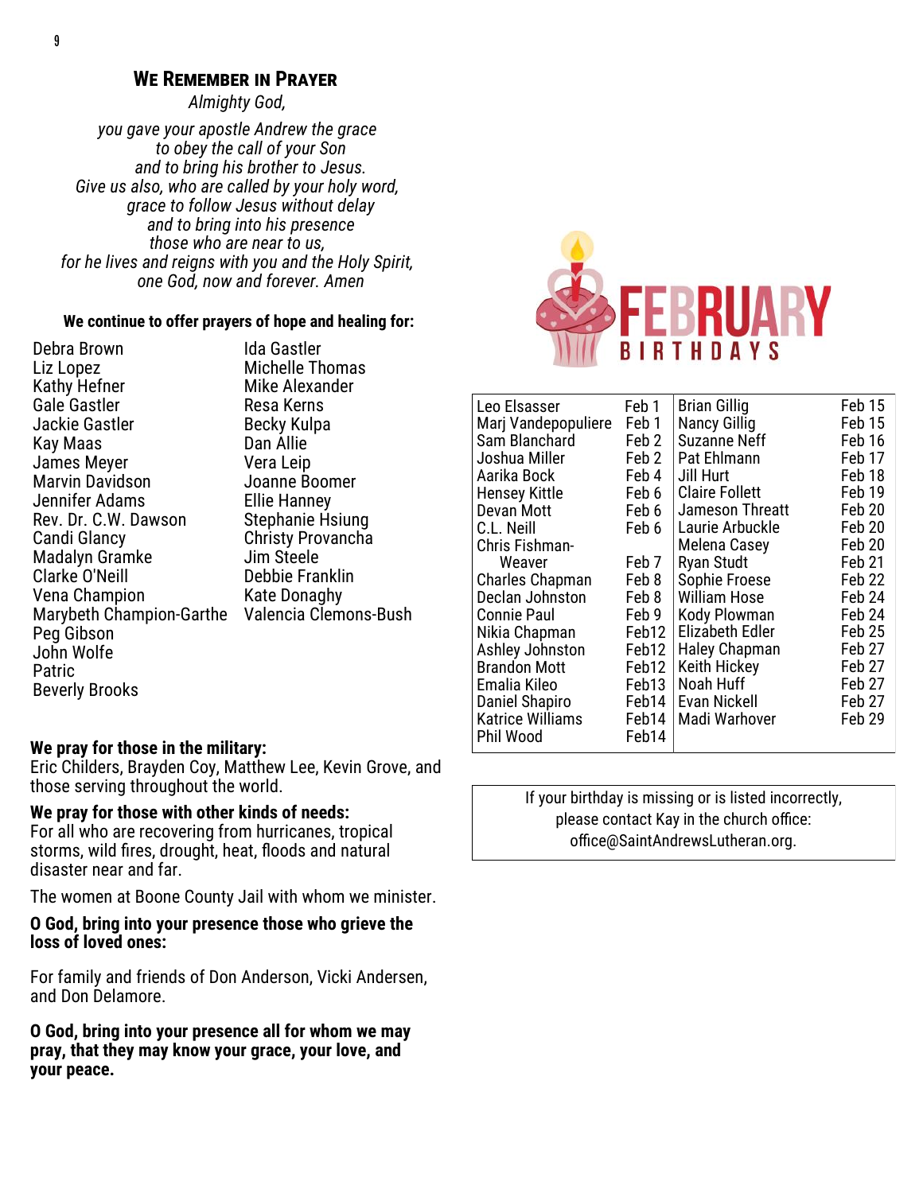## We Remember in Prayer

*Almighty God,*

*you gave your apostle Andrew the grace*
*to obey the call of your Son*
*and to bring his brother to Jesus.*
*Give us also, who are called by your holy word,*
*grace to follow Jesus without delay*
*and to bring into his presence*
*those who are near to us,*
*for he lives and reigns with you and the Holy Spirit,*
*one God, now and forever. Amen*

**We continue to offer prayers of hope and healing for:**

Debra Brown
Liz Lopez
Kathy Hefner
Gale Gastler
Jackie Gastler
Kay Maas
James Meyer
Marvin Davidson
Jennifer Adams
Rev. Dr. C.W. Dawson
Candi Glancy
Madalyn Gramke
Clarke O'Neill
Vena Champion
Marybeth Champion-Garthe
Peg Gibson
John Wolfe
Patric
Beverly Brooks
Ida Gastler
Michelle Thomas
Mike Alexander
Resa Kerns
Becky Kulpa
Dan Allie
Vera Leip
Joanne Boomer
Ellie Hanney
Stephanie Hsiung
Christy Provancha
Jim Steele
Debbie Franklin
Kate Donaghy
Valencia Clemons-Bush

**We pray for those in the military:**
Eric Childers, Brayden Coy, Matthew Lee, Kevin Grove, and those serving throughout the world.

**We pray for those with other kinds of needs:**
For all who are recovering from hurricanes, tropical storms, wild fires, drought, heat, floods and natural disaster near and far.

The women at Boone County Jail with whom we minister.

**O God, bring into your presence those who grieve the loss of loved ones:**

For family and friends of Don Anderson, Vicki Andersen, and Don Delamore.

**O God, bring into your presence all for whom we may pray, that they may know your grace, your love, and your peace.**

## FEBRUARY BIRTHDAYS

| Name | Date | Name | Date |
|---|---|---|---|
| Leo Elsasser | Feb 1 | Brian Gillig | Feb 15 |
| Marj Vandepopuliere | Feb 1 | Nancy Gillig | Feb 15 |
| Sam Blanchard | Feb 2 | Suzanne Neff | Feb 16 |
| Joshua Miller | Feb 2 | Pat Ehlmann | Feb 17 |
| Aarika Bock | Feb 4 | Jill Hurt | Feb 18 |
| Hensey Kittle | Feb 6 | Claire Follett | Feb 19 |
| Devan Mott | Feb 6 | Jameson Threatt | Feb 20 |
| C.L. Neill | Feb 6 | Laurie Arbuckle | Feb 20 |
| Chris Fishman-Weaver | Feb 7 | Melena Casey | Feb 20 |
| Charles Chapman | Feb 8 | Ryan Studt | Feb 21 |
| Declan Johnston | Feb 8 | Sophie Froese | Feb 22 |
| Connie Paul | Feb 9 | William Hose | Feb 24 |
| Nikia Chapman | Feb12 | Kody Plowman | Feb 24 |
| Ashley Johnston | Feb12 | Elizabeth Edler | Feb 25 |
| Brandon Mott | Feb12 | Haley Chapman | Feb 27 |
| Emalia Kileo | Feb13 | Keith Hickey | Feb 27 |
| Daniel Shapiro | Feb14 | Noah Huff | Feb 27 |
| Katrice Williams | Feb14 | Evan Nickell | Feb 27 |
| Phil Wood | Feb14 | Madi Warhover | Feb 29 |

If your birthday is missing or is listed incorrectly, please contact Kay in the church office: office@SaintAndrewsLutheran.org.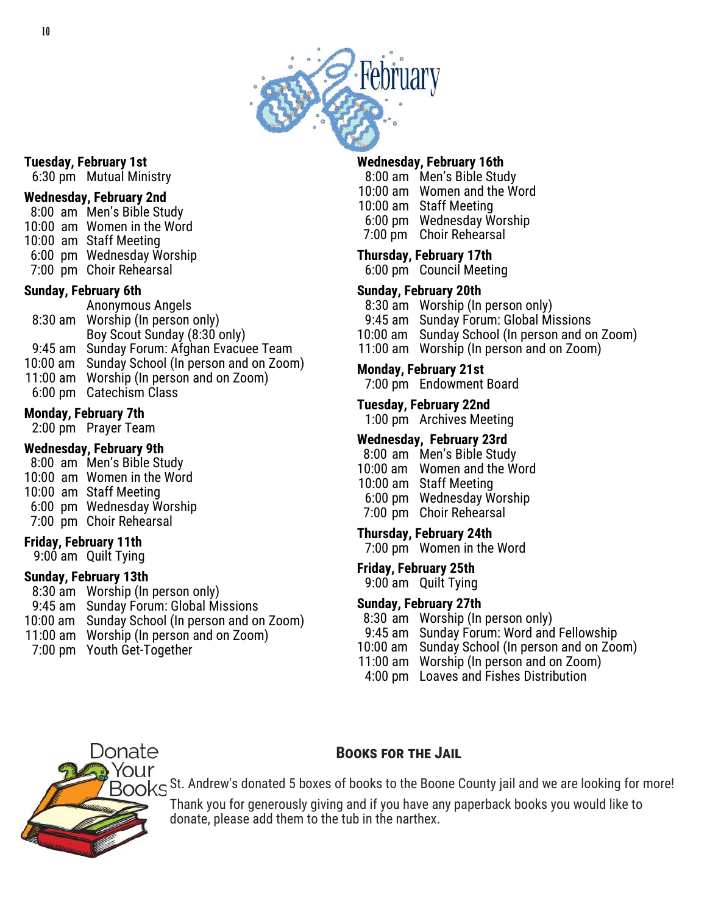# February

**Tuesday, February 1st**
6:30 pm Mutual Ministry

**Wednesday, February 2nd**
8:00 am Men's Bible Study
10:00 am Women in the Word
10:00 am Staff Meeting
6:00 pm Wednesday Worship
7:00 pm Choir Rehearsal

**Sunday, February 6th**
Anonymous Angels
8:30 am Worship (In person only)
Boy Scout Sunday (8:30 only)
9:45 am Sunday Forum: Afghan Evacuee Team
10:00 am Sunday School (In person and on Zoom)
11:00 am Worship (In person and on Zoom)
6:00 pm Catechism Class

**Monday, February 7th**
2:00 pm Prayer Team

**Wednesday, February 9th**
8:00 am Men's Bible Study
10:00 am Women in the Word
10:00 am Staff Meeting
6:00 pm Wednesday Worship
7:00 pm Choir Rehearsal

**Friday, February 11th**
9:00 am Quilt Tying

**Sunday, February 13th**
8:30 am Worship (In person only)
9:45 am Sunday Forum: Global Missions
10:00 am Sunday School (In person and on Zoom)
11:00 am Worship (In person and on Zoom)
7:00 pm Youth Get-Together

**Wednesday, February 16th**
8:00 am Men's Bible Study
10:00 am Women and the Word
10:00 am Staff Meeting
6:00 pm Wednesday Worship
7:00 pm Choir Rehearsal

**Thursday, February 17th**
6:00 pm Council Meeting

**Sunday, February 20th**
8:30 am Worship (In person only)
9:45 am Sunday Forum: Global Missions
10:00 am Sunday School (In person and on Zoom)
11:00 am Worship (In person and on Zoom)

**Monday, February 21st**
7:00 pm Endowment Board

**Tuesday, February 22nd**
1:00 pm Archives Meeting

**Wednesday, February 23rd**
8:00 am Men's Bible Study
10:00 am Women and the Word
10:00 am Staff Meeting
6:00 pm Wednesday Worship
7:00 pm Choir Rehearsal

**Thursday, February 24th**
7:00 pm Women in the Word

**Friday, February 25th**
9:00 am Quilt Tying

**Sunday, February 27th**
8:30 am Worship (In person only)
9:45 am Sunday Forum: Word and Fellowship
10:00 am Sunday School (In person and on Zoom)
11:00 am Worship (In person and on Zoom)
4:00 pm Loaves and Fishes Distribution

Donate Your Books

## Books for the Jail

St. Andrew's donated 5 boxes of books to the Boone County jail and we are looking for more! Thank you for generously giving and if you have any paperback books you would like to donate, please add them to the tub in the narthex.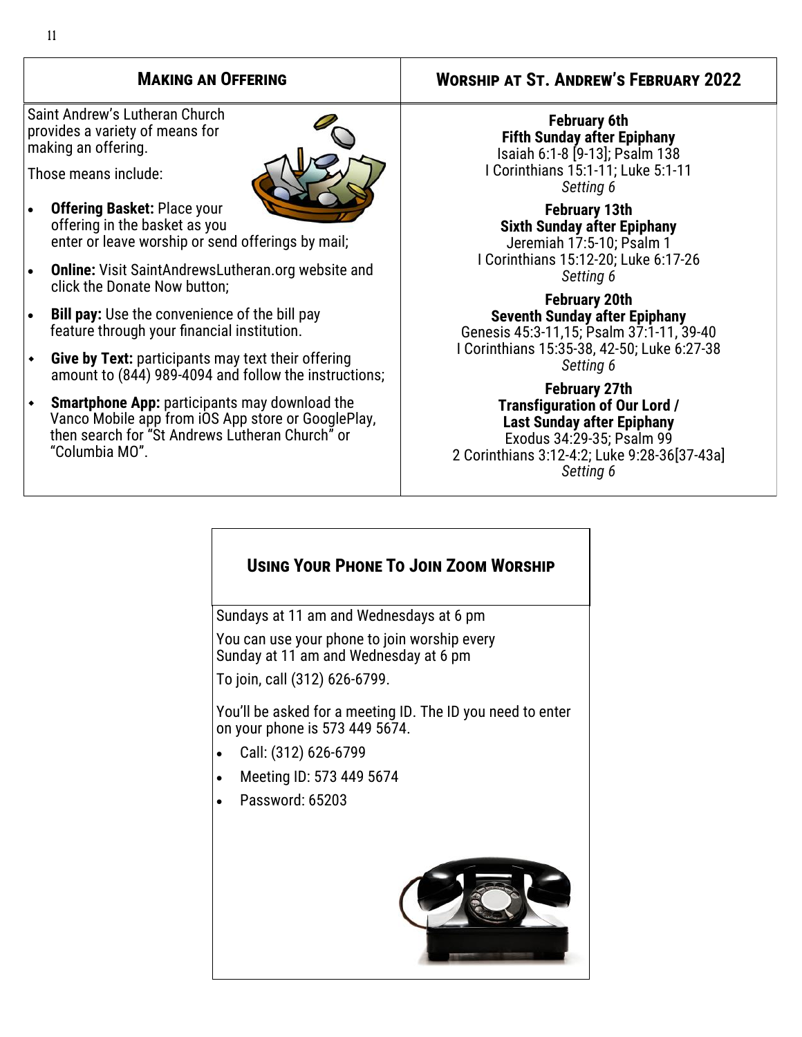## Making an Offering

Saint Andrew's Lutheran Church provides a variety of means for making an offering.

Those means include:

- **Offering Basket:** Place your offering in the basket as you enter or leave worship or send offerings by mail;
- **Online:** Visit SaintAndrewsLutheran.org website and click the Donate Now button;
- **Bill pay:** Use the convenience of the bill pay feature through your financial institution.
- **Give by Text:** participants may text their offering amount to (844) 989-4094 and follow the instructions;
- **Smartphone App:** participants may download the Vanco Mobile app from iOS App store or GooglePlay, then search for "St Andrews Lutheran Church" or "Columbia MO".

## Worship at St. Andrew's February 2022

**February 6th**
**Fifth Sunday after Epiphany**
Isaiah 6:1-8 [9-13]; Psalm 138
I Corinthians 15:1-11; Luke 5:1-11
*Setting 6*

**February 13th**
**Sixth Sunday after Epiphany**
Jeremiah 17:5-10; Psalm 1
I Corinthians 15:12-20; Luke 6:17-26
*Setting 6*

**February 20th**
**Seventh Sunday after Epiphany**
Genesis 45:3-11,15; Psalm 37:1-11, 39-40
I Corinthians 15:35-38, 42-50; Luke 6:27-38
*Setting 6*

**February 27th**
**Transfiguration of Our Lord /**
**Last Sunday after Epiphany**
Exodus 34:29-35; Psalm 99
2 Corinthians 3:12-4:2; Luke 9:28-36[37-43a]
*Setting 6*

## Using Your Phone To Join Zoom Worship

Sundays at 11 am and Wednesdays at 6 pm

You can use your phone to join worship every Sunday at 11 am and Wednesday at 6 pm

To join, call (312) 626-6799.

You'll be asked for a meeting ID. The ID you need to enter on your phone is 573 449 5674.

- Call: (312) 626-6799
- Meeting ID: 573 449 5674
- Password: 65203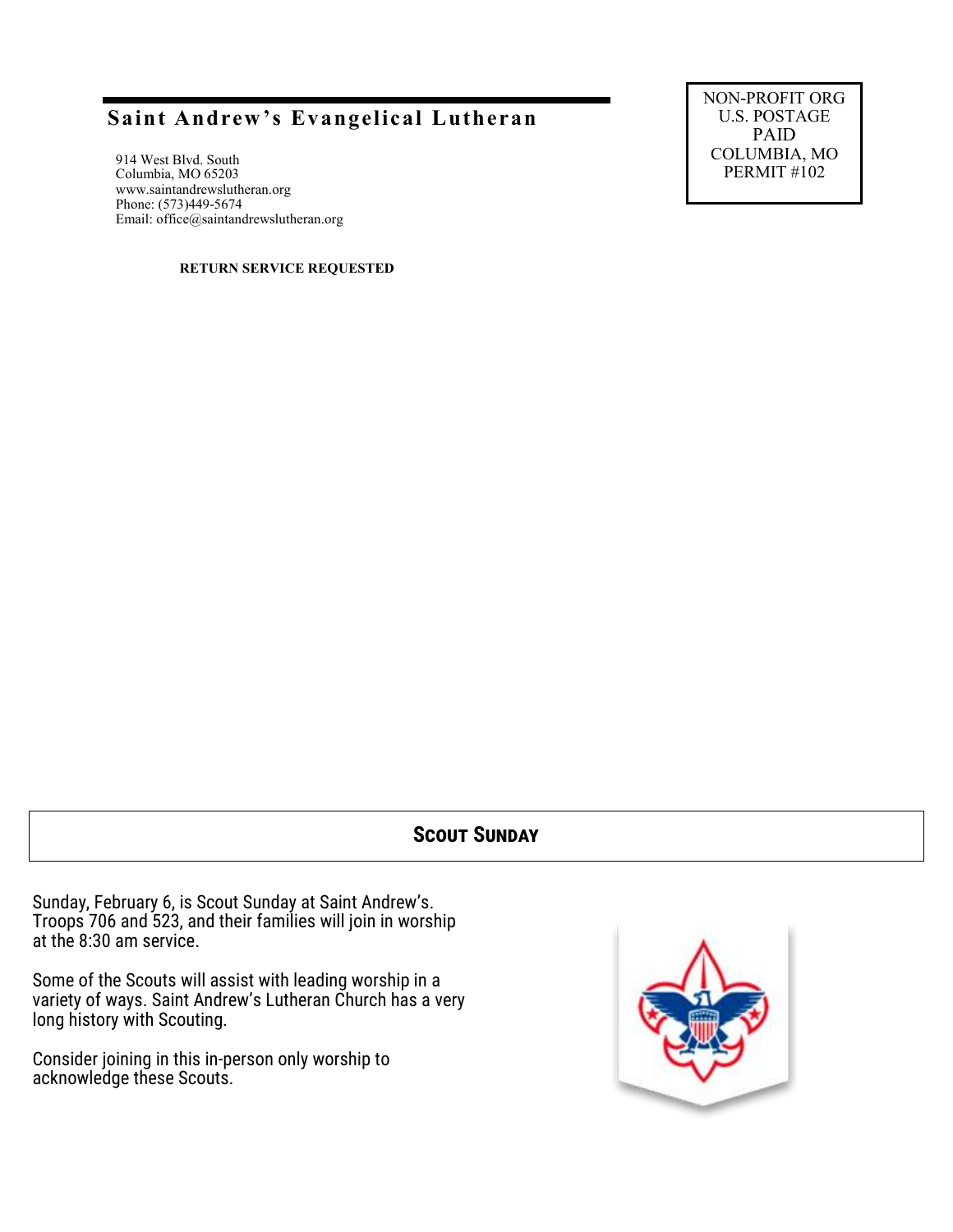**Saint Andrew's Evangelical Lutheran**

914 West Blvd. South
Columbia, MO 65203
www.saintandrewslutheran.org
Phone: (573)449-5674
Email: office@saintandrewslutheran.org

NON-PROFIT ORG
U.S. POSTAGE
PAID
COLUMBIA, MO
PERMIT #102

**RETURN SERVICE REQUESTED**

## Scout Sunday

Sunday, February 6, is Scout Sunday at Saint Andrew's. Troops 706 and 523, and their families will join in worship at the 8:30 am service.

Some of the Scouts will assist with leading worship in a variety of ways. Saint Andrew's Lutheran Church has a very long history with Scouting.

Consider joining in this in-person only worship to acknowledge these Scouts.